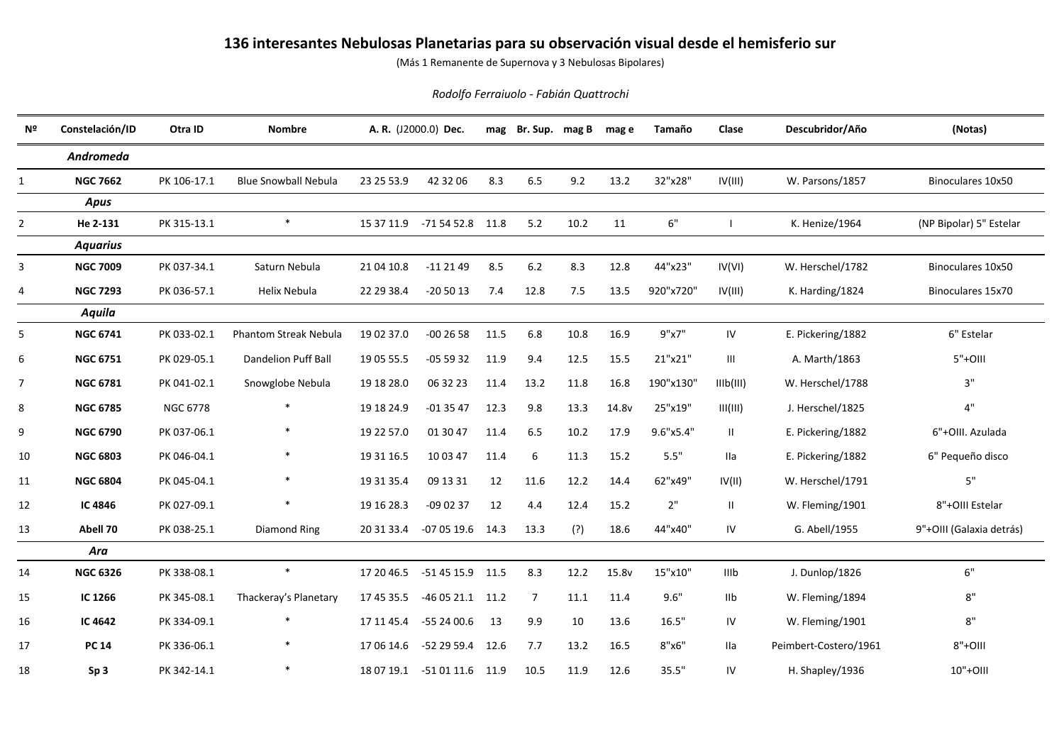# 136 interesantes Nebulosas Planetarias para su observación visual desde el hemisferio sur

(Más 1 Remanente de Supernova y 3 Nebulosas Bipolares)

*Rodolfo Ferraiuolo - Fabián Quattrochi*

| Nº | Constelación/ID | Otra ID | Nombre | A. R. (J2000.0) | Dec. | mag | Br. Sup. | mag B | mag e | Tamaño | Clase | Descubridor/Año | (Notas) |
|---|---|---|---|---|---|---|---|---|---|---|---|---|---|
| | ***Andromeda*** | | | | | | | | | | | | |
| 1 | **NGC 7662** | PK 106-17.1 | Blue Snowball Nebula | 23 25 53.9 | 42 32 06 | 8.3 | 6.5 | 9.2 | 13.2 | 32"x28" | IV(III) | W. Parsons/1857 | Binoculares 10x50 |
| | ***Apus*** | | | | | | | | | | | | |
| 2 | **He 2-131** | PK 315-13.1 | * | 15 37 11.9 | -71 54 52.8 | 11.8 | 5.2 | 10.2 | 11 | 6" | I | K. Henize/1964 | (NP Bipolar) 5" Estelar |
| | ***Aquarius*** | | | | | | | | | | | | |
| 3 | **NGC 7009** | PK 037-34.1 | Saturn Nebula | 21 04 10.8 | -11 21 49 | 8.5 | 6.2 | 8.3 | 12.8 | 44"x23" | IV(VI) | W. Herschel/1782 | Binoculares 10x50 |
| 4 | **NGC 7293** | PK 036-57.1 | Helix Nebula | 22 29 38.4 | -20 50 13 | 7.4 | 12.8 | 7.5 | 13.5 | 920"x720" | IV(III) | K. Harding/1824 | Binoculares 15x70 |
| | ***Aquila*** | | | | | | | | | | | | |
| 5 | **NGC 6741** | PK 033-02.1 | Phantom Streak Nebula | 19 02 37.0 | -00 26 58 | 11.5 | 6.8 | 10.8 | 16.9 | 9"x7" | IV | E. Pickering/1882 | 6" Estelar |
| 6 | **NGC 6751** | PK 029-05.1 | Dandelion Puff Ball | 19 05 55.5 | -05 59 32 | 11.9 | 9.4 | 12.5 | 15.5 | 21"x21" | III | A. Marth/1863 | 5"+OIII |
| 7 | **NGC 6781** | PK 041-02.1 | Snowglobe Nebula | 19 18 28.0 | 06 32 23 | 11.4 | 13.2 | 11.8 | 16.8 | 190"x130" | IIIb(III) | W. Herschel/1788 | 3" |
| 8 | **NGC 6785** | NGC 6778 | * | 19 18 24.9 | -01 35 47 | 12.3 | 9.8 | 13.3 | 14.8v | 25"x19" | III(III) | J. Herschel/1825 | 4" |
| 9 | **NGC 6790** | PK 037-06.1 | * | 19 22 57.0 | 01 30 47 | 11.4 | 6.5 | 10.2 | 17.9 | 9.6"x5.4" | II | E. Pickering/1882 | 6"+OIII. Azulada |
| 10 | **NGC 6803** | PK 046-04.1 | * | 19 31 16.5 | 10 03 47 | 11.4 | 6 | 11.3 | 15.2 | 5.5" | IIa | E. Pickering/1882 | 6" Pequeño disco |
| 11 | **NGC 6804** | PK 045-04.1 | * | 19 31 35.4 | 09 13 31 | 12 | 11.6 | 12.2 | 14.4 | 62"x49" | IV(II) | W. Herschel/1791 | 5" |
| 12 | **IC 4846** | PK 027-09.1 | * | 19 16 28.3 | -09 02 37 | 12 | 4.4 | 12.4 | 15.2 | 2" | II | W. Fleming/1901 | 8"+OIII Estelar |
| 13 | **Abell 70** | PK 038-25.1 | Diamond Ring | 20 31 33.4 | -07 05 19.6 | 14.3 | 13.3 | (?) | 18.6 | 44"x40" | IV | G. Abell/1955 | 9"+OIII (Galaxia detrás) |
| | ***Ara*** | | | | | | | | | | | | |
| 14 | **NGC 6326** | PK 338-08.1 | * | 17 20 46.5 | -51 45 15.9 | 11.5 | 8.3 | 12.2 | 15.8v | 15"x10" | IIIb | J. Dunlop/1826 | 6" |
| 15 | **IC 1266** | PK 345-08.1 | Thackeray's Planetary | 17 45 35.5 | -46 05 21.1 | 11.2 | 7 | 11.1 | 11.4 | 9.6" | IIb | W. Fleming/1894 | 8" |
| 16 | **IC 4642** | PK 334-09.1 | * | 17 11 45.4 | -55 24 00.6 | 13 | 9.9 | 10 | 13.6 | 16.5" | IV | W. Fleming/1901 | 8" |
| 17 | **PC 14** | PK 336-06.1 | * | 17 06 14.6 | -52 29 59.4 | 12.6 | 7.7 | 13.2 | 16.5 | 8"x6" | IIa | Peimbert-Costero/1961 | 8"+OIII |
| 18 | **Sp 3** | PK 342-14.1 | * | 18 07 19.1 | -51 01 11.6 | 11.9 | 10.5 | 11.9 | 12.6 | 35.5" | IV | H. Shapley/1936 | 10"+OIII |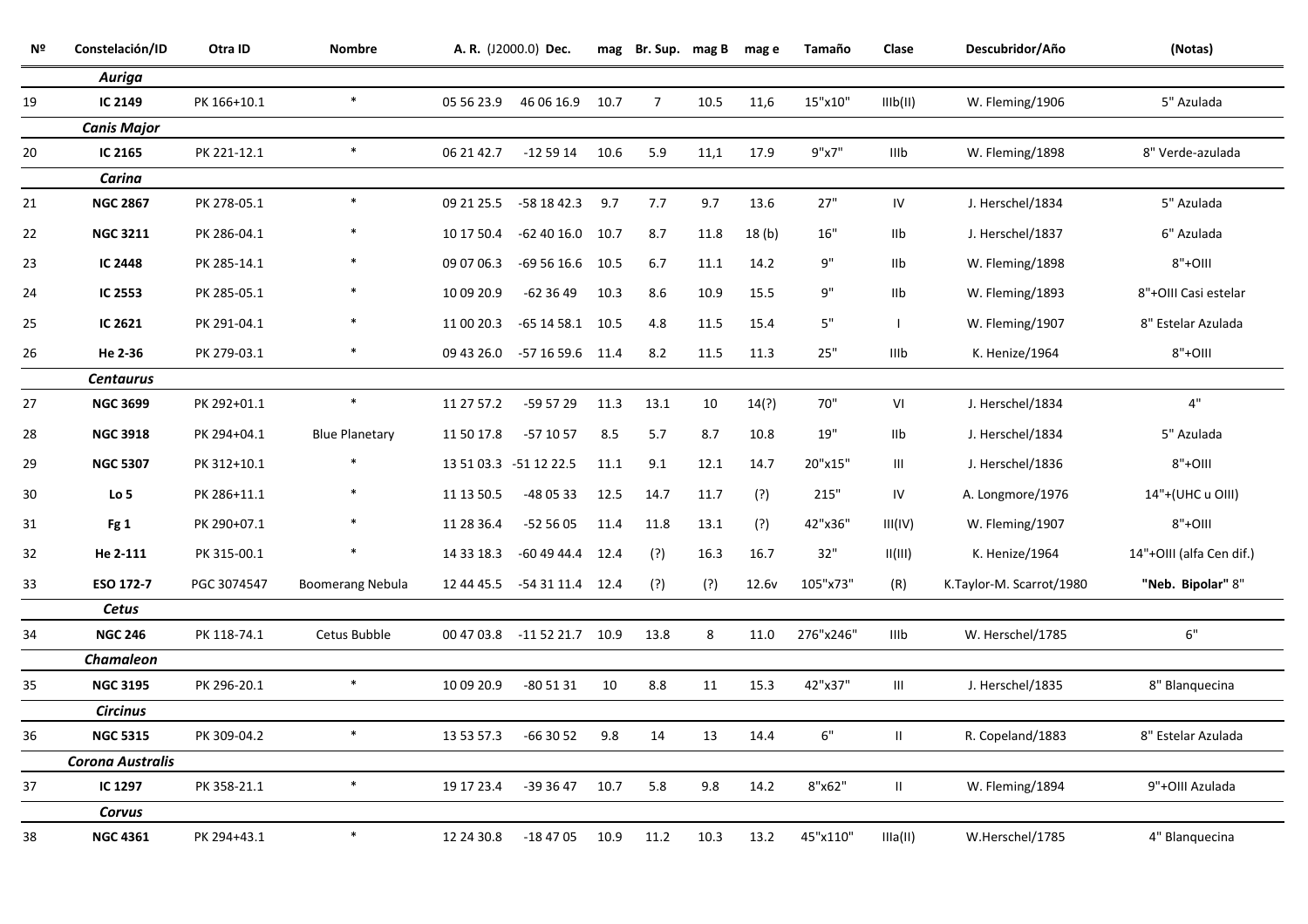| Nº | Constelación/ID | Otra ID | Nombre | A. R. (J2000.0) | Dec. | mag | Br. Sup. | mag B | mag e | Tamaño | Clase | Descubridor/Año | (Notas) |
|---|---|---|---|---|---|---|---|---|---|---|---|---|---|
| | ***Auriga*** | | | | | | | | | | | | |
| 19 | **IC 2149** | PK 166+10.1 | * | 05 56 23.9 | 46 06 16.9 | 10.7 | 7 | 10.5 | 11,6 | 15"x10" | IIIb(II) | W. Fleming/1906 | 5" Azulada |
| | ***Canis Major*** | | | | | | | | | | | | |
| 20 | **IC 2165** | PK 221-12.1 | * | 06 21 42.7 | -12 59 14 | 10.6 | 5.9 | 11,1 | 17.9 | 9"x7" | IIIb | W. Fleming/1898 | 8" Verde-azulada |
| | ***Carina*** | | | | | | | | | | | | |
| 21 | **NGC 2867** | PK 278-05.1 | * | 09 21 25.5 | -58 18 42.3 | 9.7 | 7.7 | 9.7 | 13.6 | 27" | IV | J. Herschel/1834 | 5" Azulada |
| 22 | **NGC 3211** | PK 286-04.1 | * | 10 17 50.4 | -62 40 16.0 | 10.7 | 8.7 | 11.8 | 18 (b) | 16" | IIb | J. Herschel/1837 | 6" Azulada |
| 23 | **IC 2448** | PK 285-14.1 | * | 09 07 06.3 | -69 56 16.6 | 10.5 | 6.7 | 11.1 | 14.2 | 9" | IIb | W. Fleming/1898 | 8"+OIII |
| 24 | **IC 2553** | PK 285-05.1 | * | 10 09 20.9 | -62 36 49 | 10.3 | 8.6 | 10.9 | 15.5 | 9" | IIb | W. Fleming/1893 | 8"+OIII Casi estelar |
| 25 | **IC 2621** | PK 291-04.1 | * | 11 00 20.3 | -65 14 58.1 | 10.5 | 4.8 | 11.5 | 15.4 | 5" | I | W. Fleming/1907 | 8" Estelar Azulada |
| 26 | **He 2-36** | PK 279-03.1 | * | 09 43 26.0 | -57 16 59.6 | 11.4 | 8.2 | 11.5 | 11.3 | 25" | IIIb | K. Henize/1964 | 8"+OIII |
| | ***Centaurus*** | | | | | | | | | | | | |
| 27 | **NGC 3699** | PK 292+01.1 | * | 11 27 57.2 | -59 57 29 | 11.3 | 13.1 | 10 | 14(?) | 70" | VI | J. Herschel/1834 | 4" |
| 28 | **NGC 3918** | PK 294+04.1 | Blue Planetary | 11 50 17.8 | -57 10 57 | 8.5 | 5.7 | 8.7 | 10.8 | 19" | IIb | J. Herschel/1834 | 5" Azulada |
| 29 | **NGC 5307** | PK 312+10.1 | * | 13 51 03.3 | -51 12 22.5 | 11.1 | 9.1 | 12.1 | 14.7 | 20"x15" | III | J. Herschel/1836 | 8"+OIII |
| 30 | **Lo 5** | PK 286+11.1 | * | 11 13 50.5 | -48 05 33 | 12.5 | 14.7 | 11.7 | (?) | 215" | IV | A. Longmore/1976 | 14"+(UHC u OIII) |
| 31 | **Fg 1** | PK 290+07.1 | * | 11 28 36.4 | -52 56 05 | 11.4 | 11.8 | 13.1 | (?) | 42"x36" | III(IV) | W. Fleming/1907 | 8"+OIII |
| 32 | **He 2-111** | PK 315-00.1 | * | 14 33 18.3 | -60 49 44.4 | 12.4 | (?) | 16.3 | 16.7 | 32" | II(III) | K. Henize/1964 | 14"+OIII (alfa Cen dif.) |
| 33 | **ESO 172-7** | PGC 3074547 | Boomerang Nebula | 12 44 45.5 | -54 31 11.4 | 12.4 | (?) | (?) | 12.6v | 105"x73" | (R) | K.Taylor-M. Scarrot/1980 | **"Neb. Bipolar"** 8" |
| | ***Cetus*** | | | | | | | | | | | | |
| 34 | **NGC 246** | PK 118-74.1 | Cetus Bubble | 00 47 03.8 | -11 52 21.7 | 10.9 | 13.8 | 8 | 11.0 | 276"x246" | IIIb | W. Herschel/1785 | 6" |
| | ***Chamaleon*** | | | | | | | | | | | | |
| 35 | **NGC 3195** | PK 296-20.1 | * | 10 09 20.9 | -80 51 31 | 10 | 8.8 | 11 | 15.3 | 42"x37" | III | J. Herschel/1835 | 8" Blanquecina |
| | ***Circinus*** | | | | | | | | | | | | |
| 36 | **NGC 5315** | PK 309-04.2 | * | 13 53 57.3 | -66 30 52 | 9.8 | 14 | 13 | 14.4 | 6" | II | R. Copeland/1883 | 8" Estelar Azulada |
| | ***Corona Australis*** | | | | | | | | | | | | |
| 37 | **IC 1297** | PK 358-21.1 | * | 19 17 23.4 | -39 36 47 | 10.7 | 5.8 | 9.8 | 14.2 | 8"x62" | II | W. Fleming/1894 | 9"+OIII Azulada |
| | ***Corvus*** | | | | | | | | | | | | |
| 38 | **NGC 4361** | PK 294+43.1 | * | 12 24 30.8 | -18 47 05 | 10.9 | 11.2 | 10.3 | 13.2 | 45"x110" | IIIa(II) | W.Herschel/1785 | 4" Blanquecina |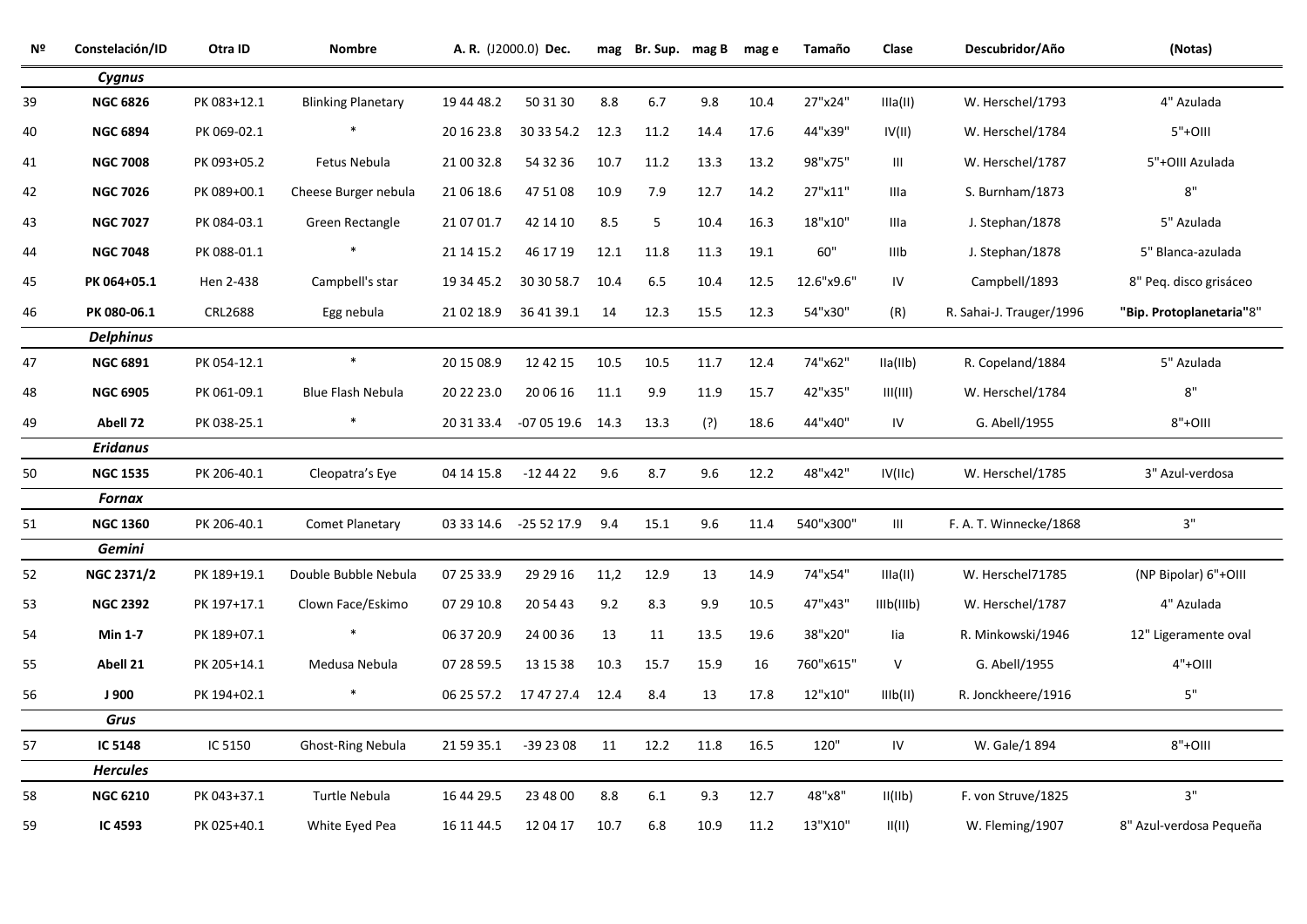| Nº | Constelación/ID | Otra ID | Nombre | A. R. (J2000.0) | Dec. | mag | Br. Sup. | mag B | mag e | Tamaño | Clase | Descubridor/Año | (Notas) |
|---|---|---|---|---|---|---|---|---|---|---|---|---|---|
| | ***Cygnus*** | | | | | | | | | | | | |
| 39 | **NGC 6826** | PK 083+12.1 | Blinking Planetary | 19 44 48.2 | 50 31 30 | 8.8 | 6.7 | 9.8 | 10.4 | 27"x24" | IIIa(II) | W. Herschel/1793 | 4" Azulada |
| 40 | **NGC 6894** | PK 069-02.1 | * | 20 16 23.8 | 30 33 54.2 | 12.3 | 11.2 | 14.4 | 17.6 | 44"x39" | IV(II) | W. Herschel/1784 | 5"+OIII |
| 41 | **NGC 7008** | PK 093+05.2 | Fetus Nebula | 21 00 32.8 | 54 32 36 | 10.7 | 11.2 | 13.3 | 13.2 | 98"x75" | III | W. Herschel/1787 | 5"+OIII Azulada |
| 42 | **NGC 7026** | PK 089+00.1 | Cheese Burger nebula | 21 06 18.6 | 47 51 08 | 10.9 | 7.9 | 12.7 | 14.2 | 27"x11" | IIIa | S. Burnham/1873 | 8" |
| 43 | **NGC 7027** | PK 084-03.1 | Green Rectangle | 21 07 01.7 | 42 14 10 | 8.5 | 5 | 10.4 | 16.3 | 18"x10" | IIIa | J. Stephan/1878 | 5" Azulada |
| 44 | **NGC 7048** | PK 088-01.1 | * | 21 14 15.2 | 46 17 19 | 12.1 | 11.8 | 11.3 | 19.1 | 60" | IIIb | J. Stephan/1878 | 5" Blanca-azulada |
| 45 | **PK 064+05.1** | Hen 2-438 | Campbell's star | 19 34 45.2 | 30 30 58.7 | 10.4 | 6.5 | 10.4 | 12.5 | 12.6"x9.6" | IV | Campbell/1893 | 8" Peq. disco grisáceo |
| 46 | **PK 080-06.1** | CRL2688 | Egg nebula | 21 02 18.9 | 36 41 39.1 | 14 | 12.3 | 15.5 | 12.3 | 54"x30" | (R) | R. Sahai-J. Trauger/1996 | **"Bip. Protoplanetaria"**8" |
| | ***Delphinus*** | | | | | | | | | | | | |
| 47 | **NGC 6891** | PK 054-12.1 | * | 20 15 08.9 | 12 42 15 | 10.5 | 10.5 | 11.7 | 12.4 | 74"x62" | IIa(IIb) | R. Copeland/1884 | 5" Azulada |
| 48 | **NGC 6905** | PK 061-09.1 | Blue Flash Nebula | 20 22 23.0 | 20 06 16 | 11.1 | 9.9 | 11.9 | 15.7 | 42"x35" | III(III) | W. Herschel/1784 | 8" |
| 49 | **Abell 72** | PK 038-25.1 | * | 20 31 33.4 | -07 05 19.6 | 14.3 | 13.3 | (?) | 18.6 | 44"x40" | IV | G. Abell/1955 | 8"+OIII |
| | ***Eridanus*** | | | | | | | | | | | | |
| 50 | **NGC 1535** | PK 206-40.1 | Cleopatra's Eye | 04 14 15.8 | -12 44 22 | 9.6 | 8.7 | 9.6 | 12.2 | 48"x42" | IV(IIc) | W. Herschel/1785 | 3" Azul-verdosa |
| | ***Fornax*** | | | | | | | | | | | | |
| 51 | **NGC 1360** | PK 206-40.1 | Comet Planetary | 03 33 14.6 | -25 52 17.9 | 9.4 | 15.1 | 9.6 | 11.4 | 540"x300" | III | F. A. T. Winnecke/1868 | 3" |
| | ***Gemini*** | | | | | | | | | | | | |
| 52 | **NGC 2371/2** | PK 189+19.1 | Double Bubble Nebula | 07 25 33.9 | 29 29 16 | 11,2 | 12.9 | 13 | 14.9 | 74"x54" | IIIa(II) | W. Herschel71785 | (NP Bipolar) 6"+OIII |
| 53 | **NGC 2392** | PK 197+17.1 | Clown Face/Eskimo | 07 29 10.8 | 20 54 43 | 9.2 | 8.3 | 9.9 | 10.5 | 47"x43" | IIIb(IIIb) | W. Herschel/1787 | 4" Azulada |
| 54 | **Min 1-7** | PK 189+07.1 | * | 06 37 20.9 | 24 00 36 | 13 | 11 | 13.5 | 19.6 | 38"x20" | Iia | R. Minkowski/1946 | 12" Ligeramente oval |
| 55 | **Abell 21** | PK 205+14.1 | Medusa Nebula | 07 28 59.5 | 13 15 38 | 10.3 | 15.7 | 15.9 | 16 | 760"x615" | V | G. Abell/1955 | 4"+OIII |
| 56 | **J 900** | PK 194+02.1 | * | 06 25 57.2 | 17 47 27.4 | 12.4 | 8.4 | 13 | 17.8 | 12"x10" | IIIb(II) | R. Jonckheere/1916 | 5" |
| | ***Grus*** | | | | | | | | | | | | |
| 57 | **IC 5148** | IC 5150 | Ghost-Ring Nebula | 21 59 35.1 | -39 23 08 | 11 | 12.2 | 11.8 | 16.5 | 120" | IV | W. Gale/1 894 | 8"+OIII |
| | ***Hercules*** | | | | | | | | | | | | |
| 58 | **NGC 6210** | PK 043+37.1 | Turtle Nebula | 16 44 29.5 | 23 48 00 | 8.8 | 6.1 | 9.3 | 12.7 | 48"x8" | II(IIb) | F. von Struve/1825 | 3" |
| 59 | **IC 4593** | PK 025+40.1 | White Eyed Pea | 16 11 44.5 | 12 04 17 | 10.7 | 6.8 | 10.9 | 11.2 | 13"X10" | II(II) | W. Fleming/1907 | 8" Azul-verdosa Pequeña |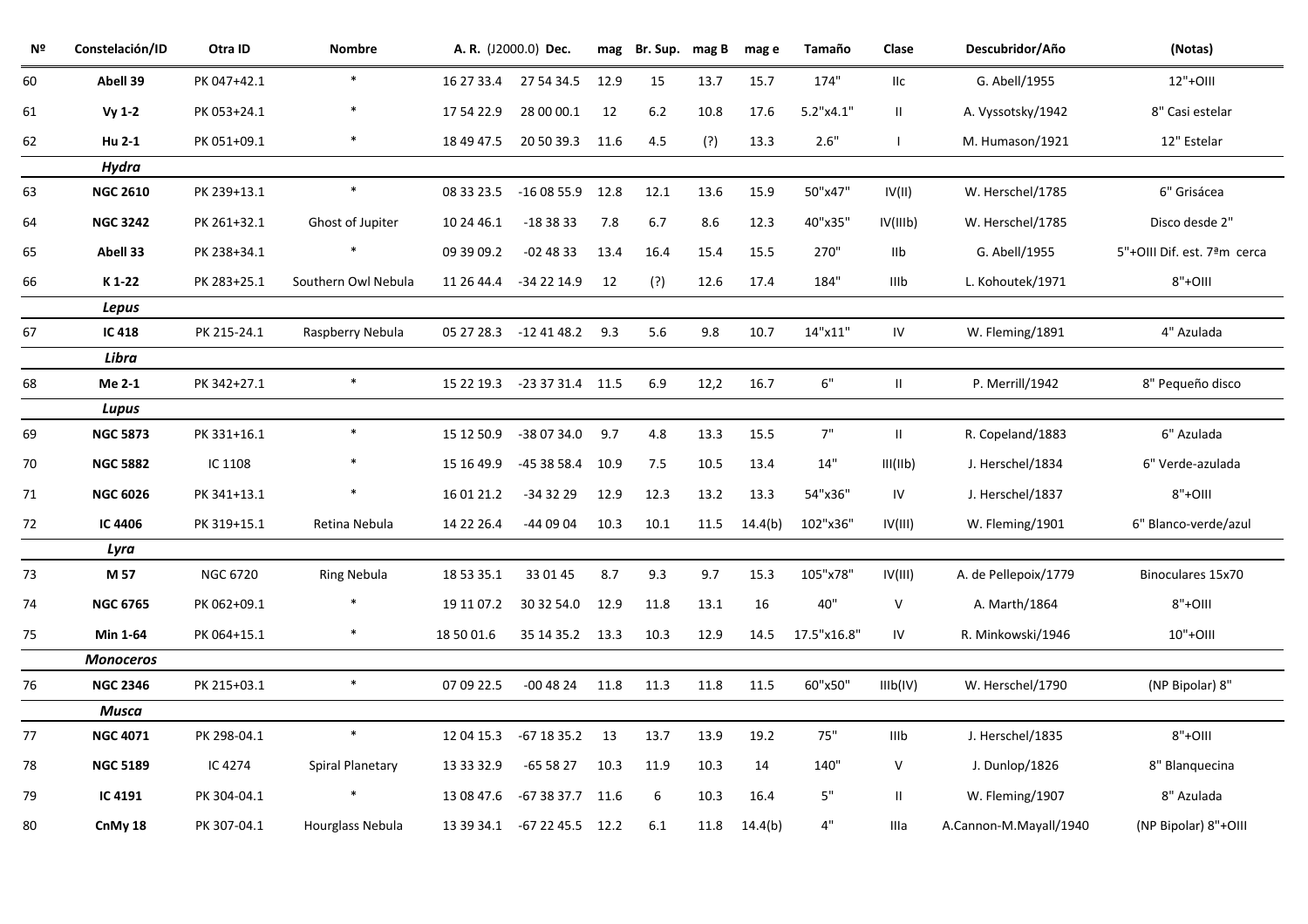| Nº | Constelación/ID | Otra ID | Nombre | A. R. (J2000.0) | Dec. | mag | Br. Sup. | mag B | mag e | Tamaño | Clase | Descubridor/Año | (Notas) |
|---|---|---|---|---|---|---|---|---|---|---|---|---|---|
| 60 | **Abell 39** | PK 047+42.1 | * | 16 27 33.4 | 27 54 34.5 | 12.9 | 15 | 13.7 | 15.7 | 174" | IIc | G. Abell/1955 | 12"+OIII |
| 61 | **Vy 1-2** | PK 053+24.1 | * | 17 54 22.9 | 28 00 00.1 | 12 | 6.2 | 10.8 | 17.6 | 5.2"x4.1" | II | A. Vyssotsky/1942 | 8" Casi estelar |
| 62 | **Hu 2-1** | PK 051+09.1 | * | 18 49 47.5 | 20 50 39.3 | 11.6 | 4.5 | (?) | 13.3 | 2.6" | I | M. Humason/1921 | 12" Estelar |
| | ***Hydra*** | | | | | | | | | | | | |
| 63 | **NGC 2610** | PK 239+13.1 | * | 08 33 23.5 | -16 08 55.9 | 12.8 | 12.1 | 13.6 | 15.9 | 50"x47" | IV(II) | W. Herschel/1785 | 6" Grisácea |
| 64 | **NGC 3242** | PK 261+32.1 | Ghost of Jupiter | 10 24 46.1 | -18 38 33 | 7.8 | 6.7 | 8.6 | 12.3 | 40"x35" | IV(IIIb) | W. Herschel/1785 | Disco desde 2" |
| 65 | **Abell 33** | PK 238+34.1 | * | 09 39 09.2 | -02 48 33 | 13.4 | 16.4 | 15.4 | 15.5 | 270" | IIb | G. Abell/1955 | 5"+OIII Dif. est. 7ªm cerca |
| 66 | **K 1-22** | PK 283+25.1 | Southern Owl Nebula | 11 26 44.4 | -34 22 14.9 | 12 | (?) | 12.6 | 17.4 | 184" | IIIb | L. Kohoutek/1971 | 8"+OIII |
| | ***Lepus*** | | | | | | | | | | | | |
| 67 | **IC 418** | PK 215-24.1 | Raspberry Nebula | 05 27 28.3 | -12 41 48.2 | 9.3 | 5.6 | 9.8 | 10.7 | 14"x11" | IV | W. Fleming/1891 | 4" Azulada |
| | ***Libra*** | | | | | | | | | | | | |
| 68 | **Me 2-1** | PK 342+27.1 | * | 15 22 19.3 | -23 37 31.4 | 11.5 | 6.9 | 12,2 | 16.7 | 6" | II | P. Merrill/1942 | 8" Pequeño disco |
| | ***Lupus*** | | | | | | | | | | | | |
| 69 | **NGC 5873** | PK 331+16.1 | * | 15 12 50.9 | -38 07 34.0 | 9.7 | 4.8 | 13.3 | 15.5 | 7" | II | R. Copeland/1883 | 6" Azulada |
| 70 | **NGC 5882** | IC 1108 | * | 15 16 49.9 | -45 38 58.4 | 10.9 | 7.5 | 10.5 | 13.4 | 14" | III(IIb) | J. Herschel/1834 | 6" Verde-azulada |
| 71 | **NGC 6026** | PK 341+13.1 | * | 16 01 21.2 | -34 32 29 | 12.9 | 12.3 | 13.2 | 13.3 | 54"x36" | IV | J. Herschel/1837 | 8"+OIII |
| 72 | **IC 4406** | PK 319+15.1 | Retina Nebula | 14 22 26.4 | -44 09 04 | 10.3 | 10.1 | 11.5 | 14.4(b) | 102"x36" | IV(III) | W. Fleming/1901 | 6" Blanco-verde/azul |
| | ***Lyra*** | | | | | | | | | | | | |
| 73 | **M 57** | NGC 6720 | Ring Nebula | 18 53 35.1 | 33 01 45 | 8.7 | 9.3 | 9.7 | 15.3 | 105"x78" | IV(III) | A. de Pellepoix/1779 | Binoculares 15x70 |
| 74 | **NGC 6765** | PK 062+09.1 | * | 19 11 07.2 | 30 32 54.0 | 12.9 | 11.8 | 13.1 | 16 | 40" | V | A. Marth/1864 | 8"+OIII |
| 75 | **Min 1-64** | PK 064+15.1 | * | 18 50 01.6 | 35 14 35.2 | 13.3 | 10.3 | 12.9 | 14.5 | 17.5"x16.8" | IV | R. Minkowski/1946 | 10"+OIII |
| | ***Monoceros*** | | | | | | | | | | | | |
| 76 | **NGC 2346** | PK 215+03.1 | * | 07 09 22.5 | -00 48 24 | 11.8 | 11.3 | 11.8 | 11.5 | 60"x50" | IIIb(IV) | W. Herschel/1790 | (NP Bipolar) 8" |
| | ***Musca*** | | | | | | | | | | | | |
| 77 | **NGC 4071** | PK 298-04.1 | * | 12 04 15.3 | -67 18 35.2 | 13 | 13.7 | 13.9 | 19.2 | 75" | IIIb | J. Herschel/1835 | 8"+OIII |
| 78 | **NGC 5189** | IC 4274 | Spiral Planetary | 13 33 32.9 | -65 58 27 | 10.3 | 11.9 | 10.3 | 14 | 140" | V | J. Dunlop/1826 | 8" Blanquecina |
| 79 | **IC 4191** | PK 304-04.1 | * | 13 08 47.6 | -67 38 37.7 | 11.6 | 6 | 10.3 | 16.4 | 5" | II | W. Fleming/1907 | 8" Azulada |
| 80 | **CnMy 18** | PK 307-04.1 | Hourglass Nebula | 13 39 34.1 | -67 22 45.5 | 12.2 | 6.1 | 11.8 | 14.4(b) | 4" | IIIa | A.Cannon-M.Mayall/1940 | (NP Bipolar) 8"+OIII |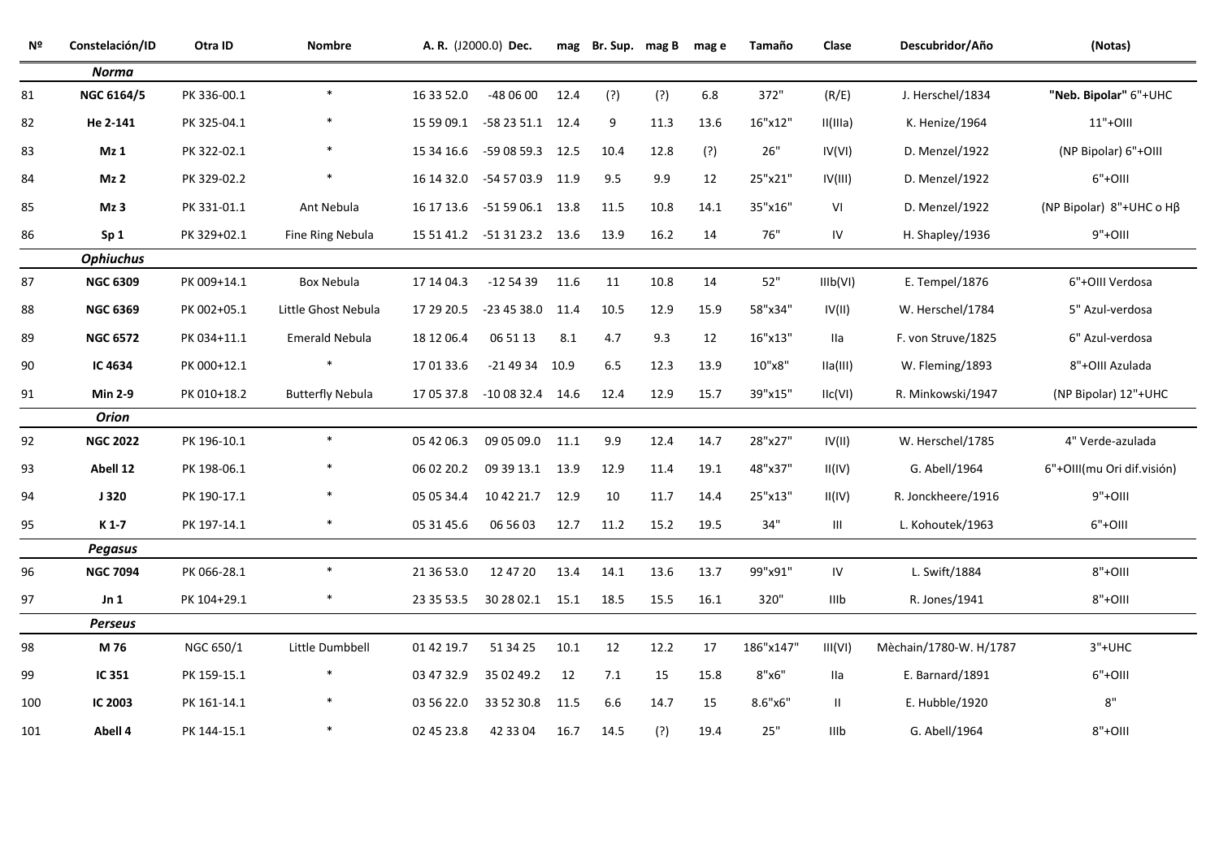| Nº | Constelación/ID | Otra ID | Nombre | A. R. (J2000.0) | Dec. | mag | Br. Sup. | mag B | mag e | Tamaño | Clase | Descubridor/Año | (Notas) |
|---|---|---|---|---|---|---|---|---|---|---|---|---|---|
| | ***Norma*** | | | | | | | | | | | | |
| 81 | **NGC 6164/5** | PK 336-00.1 | * | 16 33 52.0 | -48 06 00 | 12.4 | (?) | (?) | 6.8 | 372" | (R/E) | J. Herschel/1834 | **"Neb. Bipolar"** 6"+UHC |
| 82 | **He 2-141** | PK 325-04.1 | * | 15 59 09.1 | -58 23 51.1 | 12.4 | 9 | 11.3 | 13.6 | 16"x12" | II(IIIa) | K. Henize/1964 | 11"+OIII |
| 83 | **Mz 1** | PK 322-02.1 | * | 15 34 16.6 | -59 08 59.3 | 12.5 | 10.4 | 12.8 | (?) | 26" | IV(VI) | D. Menzel/1922 | (NP Bipolar) 6"+OIII |
| 84 | **Mz 2** | PK 329-02.2 | * | 16 14 32.0 | -54 57 03.9 | 11.9 | 9.5 | 9.9 | 12 | 25"x21" | IV(III) | D. Menzel/1922 | 6"+OIII |
| 85 | **Mz 3** | PK 331-01.1 | Ant Nebula | 16 17 13.6 | -51 59 06.1 | 13.8 | 11.5 | 10.8 | 14.1 | 35"x16" | VI | D. Menzel/1922 | (NP Bipolar) 8"+UHC o Hβ |
| 86 | **Sp 1** | PK 329+02.1 | Fine Ring Nebula | 15 51 41.2 | -51 31 23.2 | 13.6 | 13.9 | 16.2 | 14 | 76" | IV | H. Shapley/1936 | 9"+OIII |
| | ***Ophiuchus*** | | | | | | | | | | | | |
| 87 | **NGC 6309** | PK 009+14.1 | Box Nebula | 17 14 04.3 | -12 54 39 | 11.6 | 11 | 10.8 | 14 | 52" | IIIb(VI) | E. Tempel/1876 | 6"+OIII Verdosa |
| 88 | **NGC 6369** | PK 002+05.1 | Little Ghost Nebula | 17 29 20.5 | -23 45 38.0 | 11.4 | 10.5 | 12.9 | 15.9 | 58"x34" | IV(II) | W. Herschel/1784 | 5" Azul-verdosa |
| 89 | **NGC 6572** | PK 034+11.1 | Emerald Nebula | 18 12 06.4 | 06 51 13 | 8.1 | 4.7 | 9.3 | 12 | 16"x13" | IIa | F. von Struve/1825 | 6" Azul-verdosa |
| 90 | **IC 4634** | PK 000+12.1 | * | 17 01 33.6 | -21 49 34 | 10.9 | 6.5 | 12.3 | 13.9 | 10"x8" | IIa(III) | W. Fleming/1893 | 8"+OIII Azulada |
| 91 | **Min 2-9** | PK 010+18.2 | Butterfly Nebula | 17 05 37.8 | -10 08 32.4 | 14.6 | 12.4 | 12.9 | 15.7 | 39"x15" | IIc(VI) | R. Minkowski/1947 | (NP Bipolar) 12"+UHC |
| | ***Orion*** | | | | | | | | | | | | |
| 92 | **NGC 2022** | PK 196-10.1 | * | 05 42 06.3 | 09 05 09.0 | 11.1 | 9.9 | 12.4 | 14.7 | 28"x27" | IV(II) | W. Herschel/1785 | 4" Verde-azulada |
| 93 | **Abell 12** | PK 198-06.1 | * | 06 02 20.2 | 09 39 13.1 | 13.9 | 12.9 | 11.4 | 19.1 | 48"x37" | II(IV) | G. Abell/1964 | 6"+OIII(mu Ori dif.visión) |
| 94 | **J 320** | PK 190-17.1 | * | 05 05 34.4 | 10 42 21.7 | 12.9 | 10 | 11.7 | 14.4 | 25"x13" | II(IV) | R. Jonckheere/1916 | 9"+OIII |
| 95 | **K 1-7** | PK 197-14.1 | * | 05 31 45.6 | 06 56 03 | 12.7 | 11.2 | 15.2 | 19.5 | 34" | III | L. Kohoutek/1963 | 6"+OIII |
| | ***Pegasus*** | | | | | | | | | | | | |
| 96 | **NGC 7094** | PK 066-28.1 | * | 21 36 53.0 | 12 47 20 | 13.4 | 14.1 | 13.6 | 13.7 | 99"x91" | IV | L. Swift/1884 | 8"+OIII |
| 97 | **Jn 1** | PK 104+29.1 | * | 23 35 53.5 | 30 28 02.1 | 15.1 | 18.5 | 15.5 | 16.1 | 320" | IIIb | R. Jones/1941 | 8"+OIII |
| | ***Perseus*** | | | | | | | | | | | | |
| 98 | **M 76** | NGC 650/1 | Little Dumbbell | 01 42 19.7 | 51 34 25 | 10.1 | 12 | 12.2 | 17 | 186"x147" | III(VI) | Mèchain/1780-W. H/1787 | 3"+UHC |
| 99 | **IC 351** | PK 159-15.1 | * | 03 47 32.9 | 35 02 49.2 | 12 | 7.1 | 15 | 15.8 | 8"x6" | IIa | E. Barnard/1891 | 6"+OIII |
| 100 | **IC 2003** | PK 161-14.1 | * | 03 56 22.0 | 33 52 30.8 | 11.5 | 6.6 | 14.7 | 15 | 8.6"x6" | II | E. Hubble/1920 | 8" |
| 101 | **Abell 4** | PK 144-15.1 | * | 02 45 23.8 | 42 33 04 | 16.7 | 14.5 | (?) | 19.4 | 25" | IIIb | G. Abell/1964 | 8"+OIII |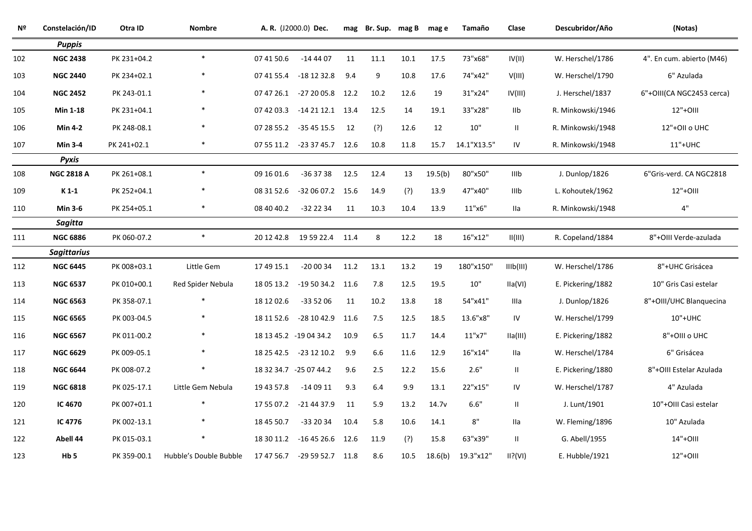| Nº | Constelación/ID | Otra ID | Nombre | A. R. (J2000.0) | Dec. | mag | Br. Sup. | mag B | mag e | Tamaño | Clase | Descubridor/Año | (Notas) |
|---|---|---|---|---|---|---|---|---|---|---|---|---|---|
| | ***Puppis*** | | | | | | | | | | | | |
| 102 | **NGC 2438** | PK 231+04.2 | * | 07 41 50.6 | -14 44 07 | 11 | 11.1 | 10.1 | 17.5 | 73"x68" | IV(II) | W. Herschel/1786 | 4". En cum. abierto (M46) |
| 103 | **NGC 2440** | PK 234+02.1 | * | 07 41 55.4 | -18 12 32.8 | 9.4 | 9 | 10.8 | 17.6 | 74"x42" | V(III) | W. Herschel/1790 | 6" Azulada |
| 104 | **NGC 2452** | PK 243-01.1 | * | 07 47 26.1 | -27 20 05.8 | 12.2 | 10.2 | 12.6 | 19 | 31"x24" | IV(III) | J. Herschel/1837 | 6"+OIII(CA NGC2453 cerca) |
| 105 | **Min 1-18** | PK 231+04.1 | * | 07 42 03.3 | -14 21 12.1 | 13.4 | 12.5 | 14 | 19.1 | 33"x28" | IIb | R. Minkowski/1946 | 12"+OIII |
| 106 | **Min 4-2** | PK 248-08.1 | * | 07 28 55.2 | -35 45 15.5 | 12 | (?) | 12.6 | 12 | 10" | II | R. Minkowski/1948 | 12"+OII o UHC |
| 107 | **Min 3-4** | PK 241+02.1 | * | 07 55 11.2 | -23 37 45.7 | 12.6 | 10.8 | 11.8 | 15.7 | 14.1"X13.5" | IV | R. Minkowski/1948 | 11"+UHC |
| | ***Pyxis*** | | | | | | | | | | | | |
| 108 | **NGC 2818 A** | PK 261+08.1 | * | 09 16 01.6 | -36 37 38 | 12.5 | 12.4 | 13 | 19.5(b) | 80"x50" | IIIb | J. Dunlop/1826 | 6"Gris-verd. CA NGC2818 |
| 109 | **K 1-1** | PK 252+04.1 | * | 08 31 52.6 | -32 06 07.2 | 15.6 | 14.9 | (?) | 13.9 | 47"x40" | IIIb | L. Kohoutek/1962 | 12"+OIII |
| 110 | **Min 3-6** | PK 254+05.1 | * | 08 40 40.2 | -32 22 34 | 11 | 10.3 | 10.4 | 13.9 | 11"x6" | IIa | R. Minkowski/1948 | 4" |
| | ***Sagitta*** | | | | | | | | | | | | |
| 111 | **NGC 6886** | PK 060-07.2 | * | 20 12 42.8 | 19 59 22.4 | 11.4 | 8 | 12.2 | 18 | 16"x12" | II(III) | R. Copeland/1884 | 8"+OIII Verde-azulada |
| | ***Sagittarius*** | | | | | | | | | | | | |
| 112 | **NGC 6445** | PK 008+03.1 | Little Gem | 17 49 15.1 | -20 00 34 | 11.2 | 13.1 | 13.2 | 19 | 180"x150" | IIIb(III) | W. Herschel/1786 | 8"+UHC Grisácea |
| 113 | **NGC 6537** | PK 010+00.1 | Red Spider Nebula | 18 05 13.2 | -19 50 34.2 | 11.6 | 7.8 | 12.5 | 19.5 | 10" | IIa(VI) | E. Pickering/1882 | 10" Gris Casi estelar |
| 114 | **NGC 6563** | PK 358-07.1 | * | 18 12 02.6 | -33 52 06 | 11 | 10.2 | 13.8 | 18 | 54"x41" | IIIa | J. Dunlop/1826 | 8"+OIII/UHC Blanquecina |
| 115 | **NGC 6565** | PK 003-04.5 | * | 18 11 52.6 | -28 10 42.9 | 11.6 | 7.5 | 12.5 | 18.5 | 13.6"x8" | IV | W. Herschel/1799 | 10"+UHC |
| 116 | **NGC 6567** | PK 011-00.2 | * | 18 13 45.2 | -19 04 34.2 | 10.9 | 6.5 | 11.7 | 14.4 | 11"x7" | IIa(III) | E. Pickering/1882 | 8"+OIII o UHC |
| 117 | **NGC 6629** | PK 009-05.1 | * | 18 25 42.5 | -23 12 10.2 | 9.9 | 6.6 | 11.6 | 12.9 | 16"x14" | IIa | W. Herschel/1784 | 6" Grisácea |
| 118 | **NGC 6644** | PK 008-07.2 | * | 18 32 34.7 | -25 07 44.2 | 9.6 | 2.5 | 12.2 | 15.6 | 2.6" | II | E. Pickering/1880 | 8"+OIII Estelar Azulada |
| 119 | **NGC 6818** | PK 025-17.1 | Little Gem Nebula | 19 43 57.8 | -14 09 11 | 9.3 | 6.4 | 9.9 | 13.1 | 22"x15" | IV | W. Herschel/1787 | 4" Azulada |
| 120 | **IC 4670** | PK 007+01.1 | * | 17 55 07.2 | -21 44 37.9 | 11 | 5.9 | 13.2 | 14.7v | 6.6" | II | J. Lunt/1901 | 10"+OIII Casi estelar |
| 121 | **IC 4776** | PK 002-13.1 | * | 18 45 50.7 | -33 20 34 | 10.4 | 5.8 | 10.6 | 14.1 | 8" | IIa | W. Fleming/1896 | 10" Azulada |
| 122 | **Abell 44** | PK 015-03.1 | * | 18 30 11.2 | -16 45 26.6 | 12.6 | 11.9 | (?) | 15.8 | 63"x39" | II | G. Abell/1955 | 14"+OIII |
| 123 | **Hb 5** | PK 359-00.1 | Hubble's Double Bubble | 17 47 56.7 | -29 59 52.7 | 11.8 | 8.6 | 10.5 | 18.6(b) | 19.3"x12" | II?(VI) | E. Hubble/1921 | 12"+OIII |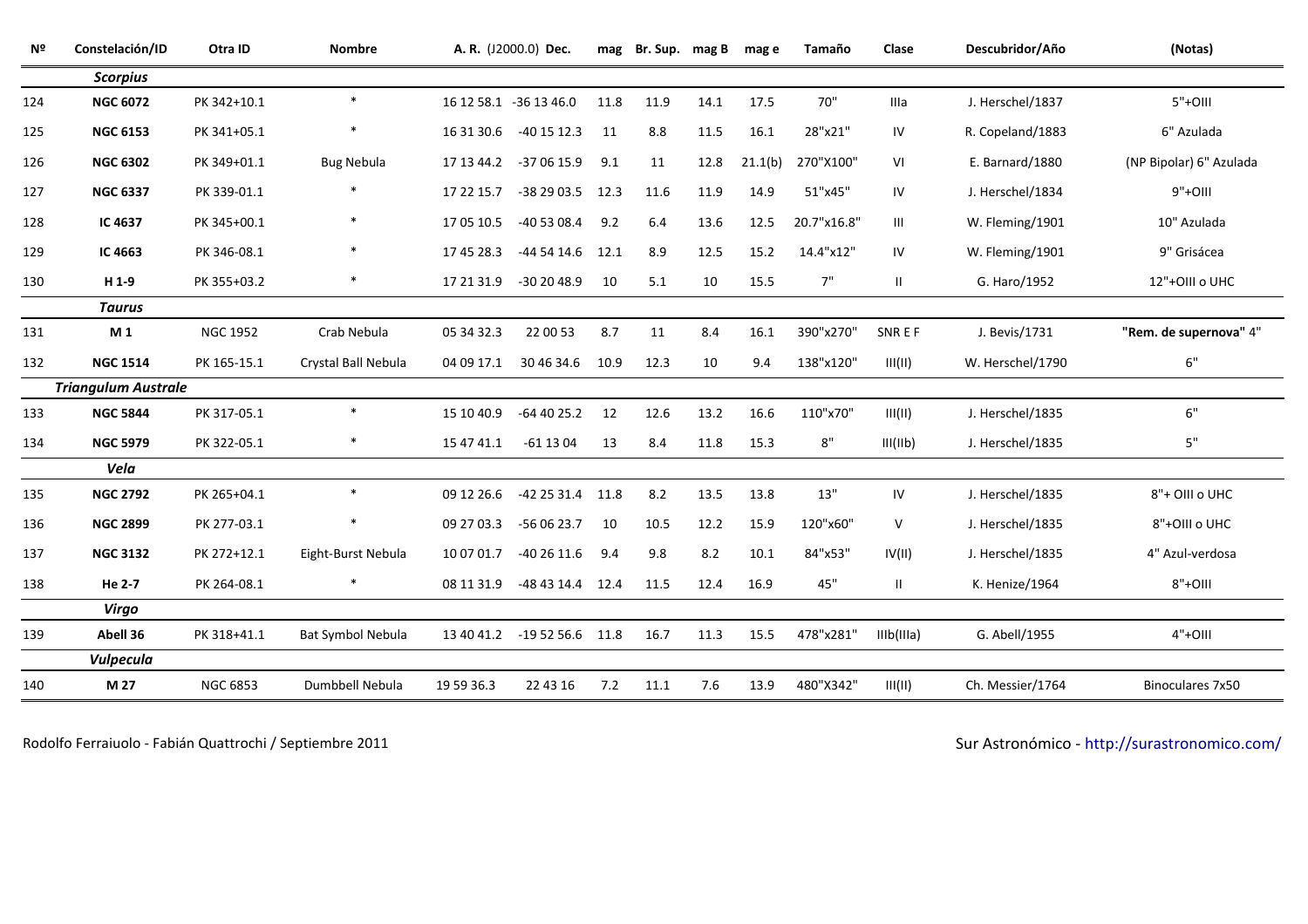| Nº | Constelación/ID | Otra ID | Nombre | A. R. (J2000.0) | Dec. | mag | Br. Sup. | mag B | mag e | Tamaño | Clase | Descubridor/Año | (Notas) |
|---|---|---|---|---|---|---|---|---|---|---|---|---|---|
| | ***Scorpius*** | | | | | | | | | | | | |
| 124 | **NGC 6072** | PK 342+10.1 | * | 16 12 58.1 | -36 13 46.0 | 11.8 | 11.9 | 14.1 | 17.5 | 70" | IIIa | J. Herschel/1837 | 5"+OIII |
| 125 | **NGC 6153** | PK 341+05.1 | * | 16 31 30.6 | -40 15 12.3 | 11 | 8.8 | 11.5 | 16.1 | 28"x21" | IV | R. Copeland/1883 | 6" Azulada |
| 126 | **NGC 6302** | PK 349+01.1 | Bug Nebula | 17 13 44.2 | -37 06 15.9 | 9.1 | 11 | 12.8 | 21.1(b) | 270"X100" | VI | E. Barnard/1880 | (NP Bipolar) 6" Azulada |
| 127 | **NGC 6337** | PK 339-01.1 | * | 17 22 15.7 | -38 29 03.5 | 12.3 | 11.6 | 11.9 | 14.9 | 51"x45" | IV | J. Herschel/1834 | 9"+OIII |
| 128 | **IC 4637** | PK 345+00.1 | * | 17 05 10.5 | -40 53 08.4 | 9.2 | 6.4 | 13.6 | 12.5 | 20.7"x16.8" | III | W. Fleming/1901 | 10" Azulada |
| 129 | **IC 4663** | PK 346-08.1 | * | 17 45 28.3 | -44 54 14.6 | 12.1 | 8.9 | 12.5 | 15.2 | 14.4"x12" | IV | W. Fleming/1901 | 9" Grisácea |
| 130 | **H 1-9** | PK 355+03.2 | * | 17 21 31.9 | -30 20 48.9 | 10 | 5.1 | 10 | 15.5 | 7" | II | G. Haro/1952 | 12"+OIII o UHC |
| | ***Taurus*** | | | | | | | | | | | | |
| 131 | **M 1** | NGC 1952 | Crab Nebula | 05 34 32.3 | 22 00 53 | 8.7 | 11 | 8.4 | 16.1 | 390"x270" | SNR E F | J. Bevis/1731 | **"Rem. de supernova"** 4" |
| 132 | **NGC 1514** | PK 165-15.1 | Crystal Ball Nebula | 04 09 17.1 | 30 46 34.6 | 10.9 | 12.3 | 10 | 9.4 | 138"x120" | III(II) | W. Herschel/1790 | 6" |
| | ***Triangulum Australe*** | | | | | | | | | | | | |
| 133 | **NGC 5844** | PK 317-05.1 | * | 15 10 40.9 | -64 40 25.2 | 12 | 12.6 | 13.2 | 16.6 | 110"x70" | III(II) | J. Herschel/1835 | 6" |
| 134 | **NGC 5979** | PK 322-05.1 | * | 15 47 41.1 | -61 13 04 | 13 | 8.4 | 11.8 | 15.3 | 8" | III(IIb) | J. Herschel/1835 | 5" |
| | ***Vela*** | | | | | | | | | | | | |
| 135 | **NGC 2792** | PK 265+04.1 | * | 09 12 26.6 | -42 25 31.4 | 11.8 | 8.2 | 13.5 | 13.8 | 13" | IV | J. Herschel/1835 | 8"+ OIII o UHC |
| 136 | **NGC 2899** | PK 277-03.1 | * | 09 27 03.3 | -56 06 23.7 | 10 | 10.5 | 12.2 | 15.9 | 120"x60" | V | J. Herschel/1835 | 8"+OIII o UHC |
| 137 | **NGC 3132** | PK 272+12.1 | Eight-Burst Nebula | 10 07 01.7 | -40 26 11.6 | 9.4 | 9.8 | 8.2 | 10.1 | 84"x53" | IV(II) | J. Herschel/1835 | 4" Azul-verdosa |
| 138 | **He 2-7** | PK 264-08.1 | * | 08 11 31.9 | -48 43 14.4 | 12.4 | 11.5 | 12.4 | 16.9 | 45" | II | K. Henize/1964 | 8"+OIII |
| | ***Virgo*** | | | | | | | | | | | | |
| 139 | **Abell 36** | PK 318+41.1 | Bat Symbol Nebula | 13 40 41.2 | -19 52 56.6 | 11.8 | 16.7 | 11.3 | 15.5 | 478"x281" | IIIb(IIIa) | G. Abell/1955 | 4"+OIII |
| | ***Vulpecula*** | | | | | | | | | | | | |
| 140 | **M 27** | NGC 6853 | Dumbbell Nebula | 19 59 36.3 | 22 43 16 | 7.2 | 11.1 | 7.6 | 13.9 | 480"X342" | III(II) | Ch. Messier/1764 | Binoculares 7x50 |

Rodolfo Ferraiuolo - Fabián Quattrochi / Septiembre 2011

Sur Astronómico - http://surastronomico.com/